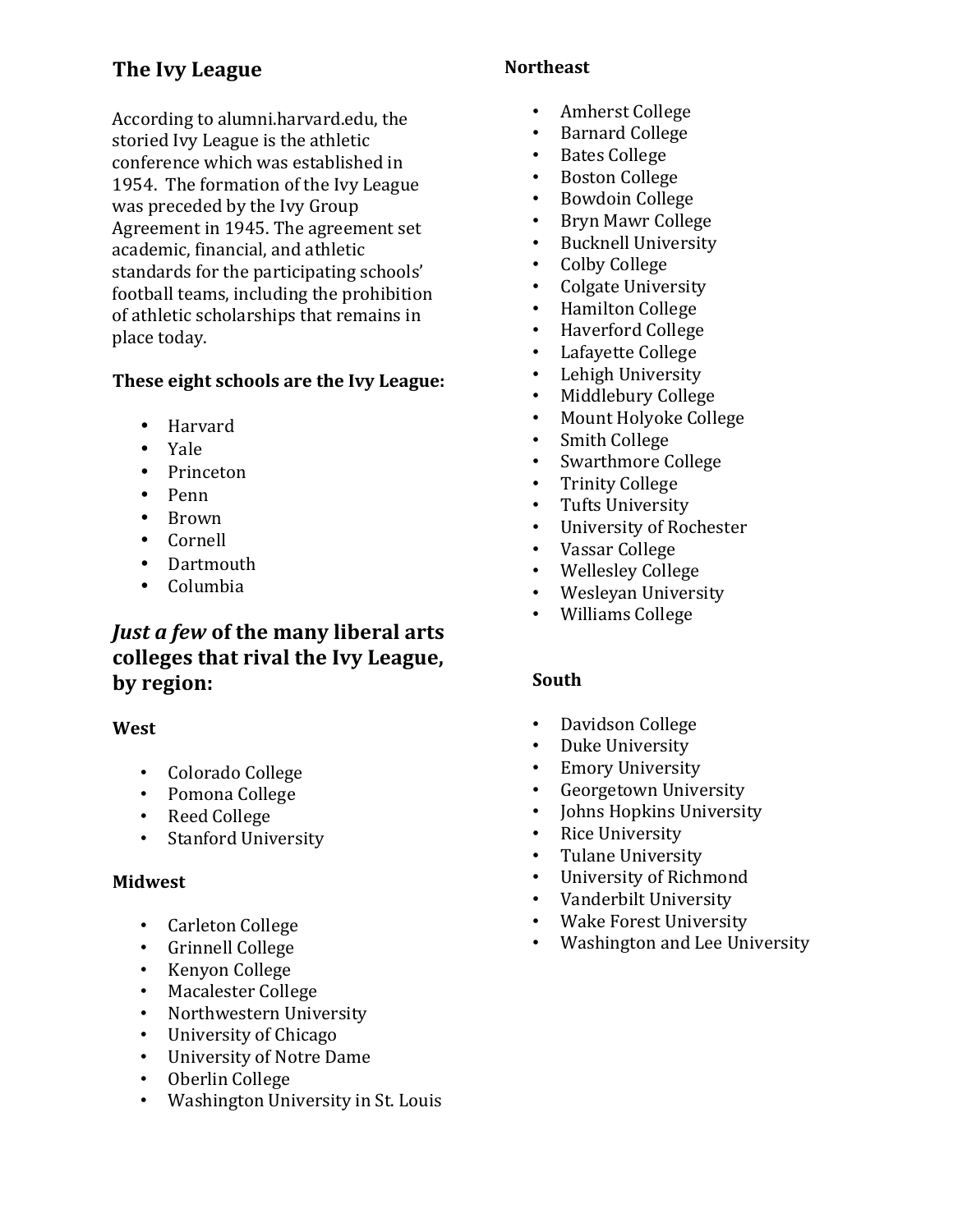## The Ivy League

According to alumni.harvard.edu, the storied Ivy League is the athletic conference which was established in 1954. The formation of the Ivy League was preceded by the Ivy Group Agreement in 1945. The agreement set academic, financial, and athletic standards for the participating schools' football teams, including the prohibition of athletic scholarships that remains in place today.

**These eight schools are the Ivy League:**

- Harvard
- Yale
- Princeton
- Penn
- Brown
- Cornell
- Dartmouth
- Columbia

## *Just a few* of the many liberal arts colleges that rival the Ivy League, by region:

**West**

- Colorado College
- Pomona College
- Reed College
- Stanford University

**Midwest**

- Carleton College
- Grinnell College
- Kenyon College
- Macalester College
- Northwestern University
- University of Chicago
- University of Notre Dame
- Oberlin College
- Washington University in St. Louis

**Northeast**

- Amherst College
- Barnard College
- Bates College
- Boston College
- Bowdoin College
- Bryn Mawr College
- Bucknell University
- Colby College
- Colgate University
- Hamilton College
- Haverford College
- Lafayette College
- Lehigh University
- Middlebury College
- Mount Holyoke College
- Smith College
- Swarthmore College
- Trinity College
- Tufts University
- University of Rochester
- Vassar College
- Wellesley College
- Wesleyan University
- Williams College

**South**

- Davidson College
- Duke University
- Emory University
- Georgetown University
- Johns Hopkins University
- Rice University
- Tulane University
- University of Richmond
- Vanderbilt University
- Wake Forest University
- Washington and Lee University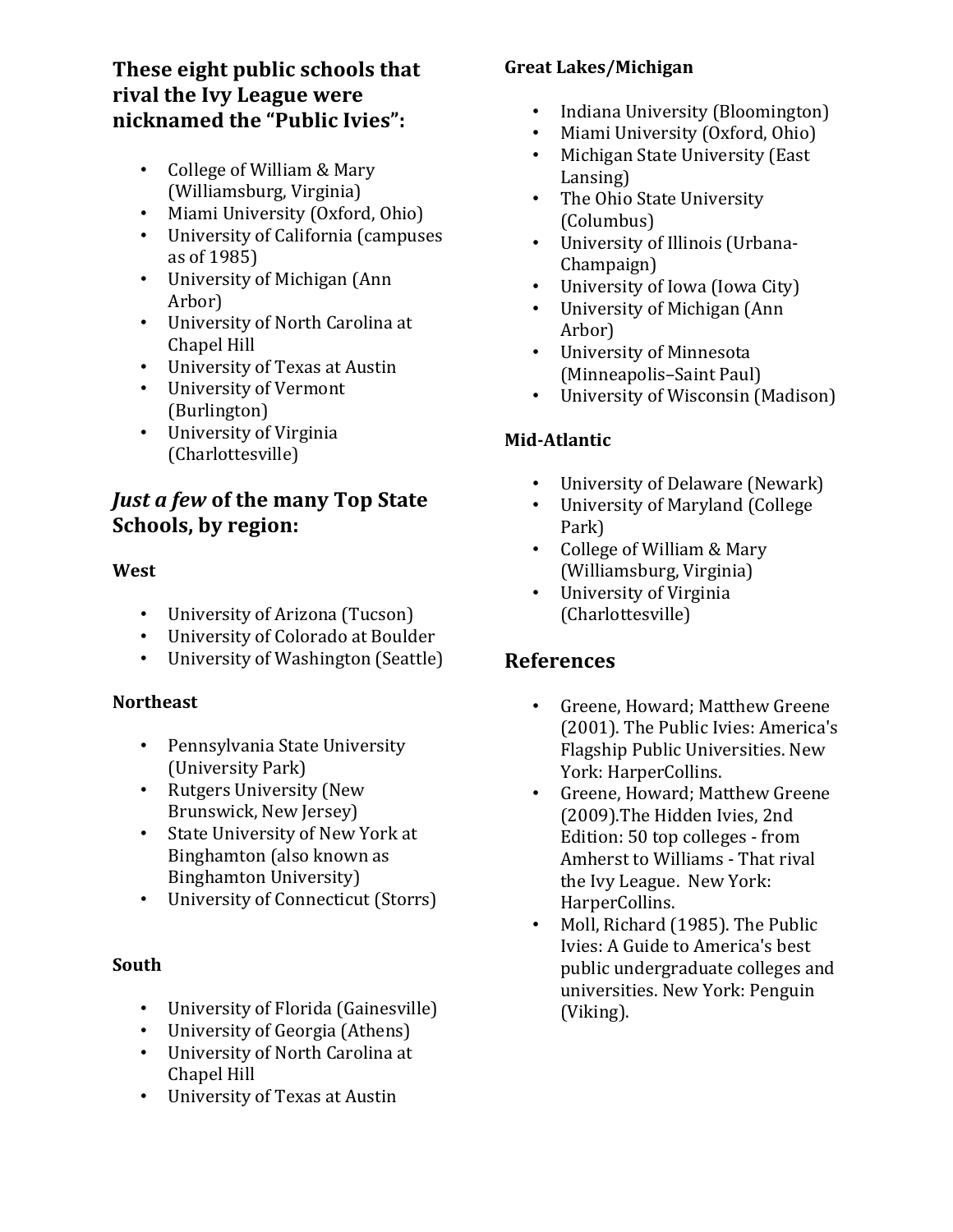## These eight public schools that rival the Ivy League were nicknamed the "Public Ivies":

- College of William & Mary (Williamsburg, Virginia)
- Miami University (Oxford, Ohio)
- University of California (campuses as of 1985)
- University of Michigan (Ann Arbor)
- University of North Carolina at Chapel Hill
- University of Texas at Austin
- University of Vermont (Burlington)
- University of Virginia (Charlottesville)

## *Just a few* of the many Top State Schools, by region:

**West**

- University of Arizona (Tucson)
- University of Colorado at Boulder
- University of Washington (Seattle)

**Northeast**

- Pennsylvania State University (University Park)
- Rutgers University (New Brunswick, New Jersey)
- State University of New York at Binghamton (also known as Binghamton University)
- University of Connecticut (Storrs)

**South**

- University of Florida (Gainesville)
- University of Georgia (Athens)
- University of North Carolina at Chapel Hill
- University of Texas at Austin

**Great Lakes/Michigan**

- Indiana University (Bloomington)
- Miami University (Oxford, Ohio)
- Michigan State University (East Lansing)
- The Ohio State University (Columbus)
- University of Illinois (Urbana-Champaign)
- University of Iowa (Iowa City)
- University of Michigan (Ann Arbor)
- University of Minnesota (Minneapolis–Saint Paul)
- University of Wisconsin (Madison)

**Mid-Atlantic**

- University of Delaware (Newark)
- University of Maryland (College Park)
- College of William & Mary (Williamsburg, Virginia)
- University of Virginia (Charlottesville)

## References

- Greene, Howard; Matthew Greene (2001). The Public Ivies: America's Flagship Public Universities. New York: HarperCollins.
- Greene, Howard; Matthew Greene (2009).The Hidden Ivies, 2nd Edition: 50 top colleges - from Amherst to Williams - That rival the Ivy League. New York: HarperCollins.
- Moll, Richard (1985). The Public Ivies: A Guide to America's best public undergraduate colleges and universities. New York: Penguin (Viking).